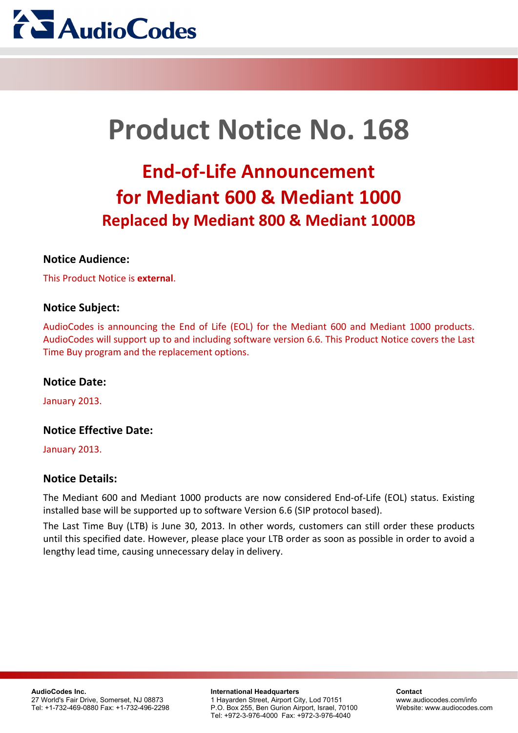# Product Notice No. 168

## End-of-Life Announcement for Mediant 600 & Mediant 1000

### Replaced by Mediant 800 & Mediant 1000B

### Notice Audience:

This Product Notice is **external**.

### Notice Subject:

AudioCodes is announcing the End of Life (EOL) for the Mediant 600 and Mediant 1000 products. AudioCodes will support up to and including software version 6.6. This Product Notice covers the Last Time Buy program and the replacement options.

### Notice Date:

January 2013.

### Notice Effective Date:

January 2013.

### Notice Details:

The Mediant 600 and Mediant 1000 products are now considered End-of-Life (EOL) status. Existing installed base will be supported up to software Version 6.6 (SIP protocol based).

The Last Time Buy (LTB) is June 30, 2013. In other words, customers can still order these products until this specified date. However, please place your LTB order as soon as possible in order to avoid a lengthy lead time, causing unnecessary delay in delivery.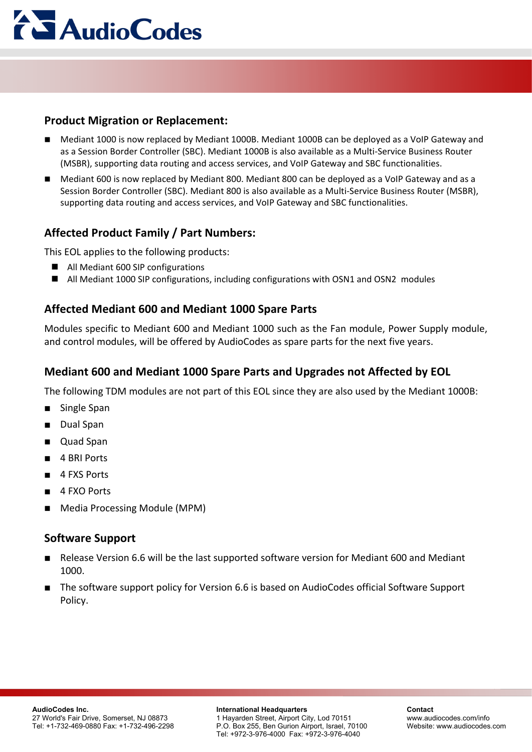## Product Migration or Replacement:

- Mediant 1000 is now replaced by Mediant 1000B. Mediant 1000B can be deployed as a VoIP Gateway and as a Session Border Controller (SBC). Mediant 1000B is also available as a Multi-Service Business Router (MSBR), supporting data routing and access services, and VoIP Gateway and SBC functionalities.
- Mediant 600 is now replaced by Mediant 800. Mediant 800 can be deployed as a VoIP Gateway and as a Session Border Controller (SBC). Mediant 800 is also available as a Multi-Service Business Router (MSBR), supporting data routing and access services, and VoIP Gateway and SBC functionalities.

## Affected Product Family / Part Numbers:

This EOL applies to the following products:

- All Mediant 600 SIP configurations
- All Mediant 1000 SIP configurations, including configurations with OSN1 and OSN2 modules

## Affected Mediant 600 and Mediant 1000 Spare Parts

Modules specific to Mediant 600 and Mediant 1000 such as the Fan module, Power Supply module, and control modules, will be offered by AudioCodes as spare parts for the next five years.

## Mediant 600 and Mediant 1000 Spare Parts and Upgrades not Affected by EOL

The following TDM modules are not part of this EOL since they are also used by the Mediant 1000B:

- Single Span
- Dual Span
- Quad Span
- 4 BRI Ports
- 4 FXS Ports
- 4 FXO Ports
- Media Processing Module (MPM)

## Software Support

- Release Version 6.6 will be the last supported software version for Mediant 600 and Mediant 1000.
- The software support policy for Version 6.6 is based on AudioCodes official Software Support Policy.

**AudioCodes Inc.**
27 World's Fair Drive, Somerset, NJ 08873
Tel: +1-732-469-0880 Fax: +1-732-496-2298

**International Headquarters**
1 Hayarden Street, Airport City, Lod 70151
P.O. Box 255, Ben Gurion Airport, Israel, 70100
Tel: +972-3-976-4000 Fax: +972-3-976-4040

**Contact**
www.audiocodes.com/info
Website: www.audiocodes.com